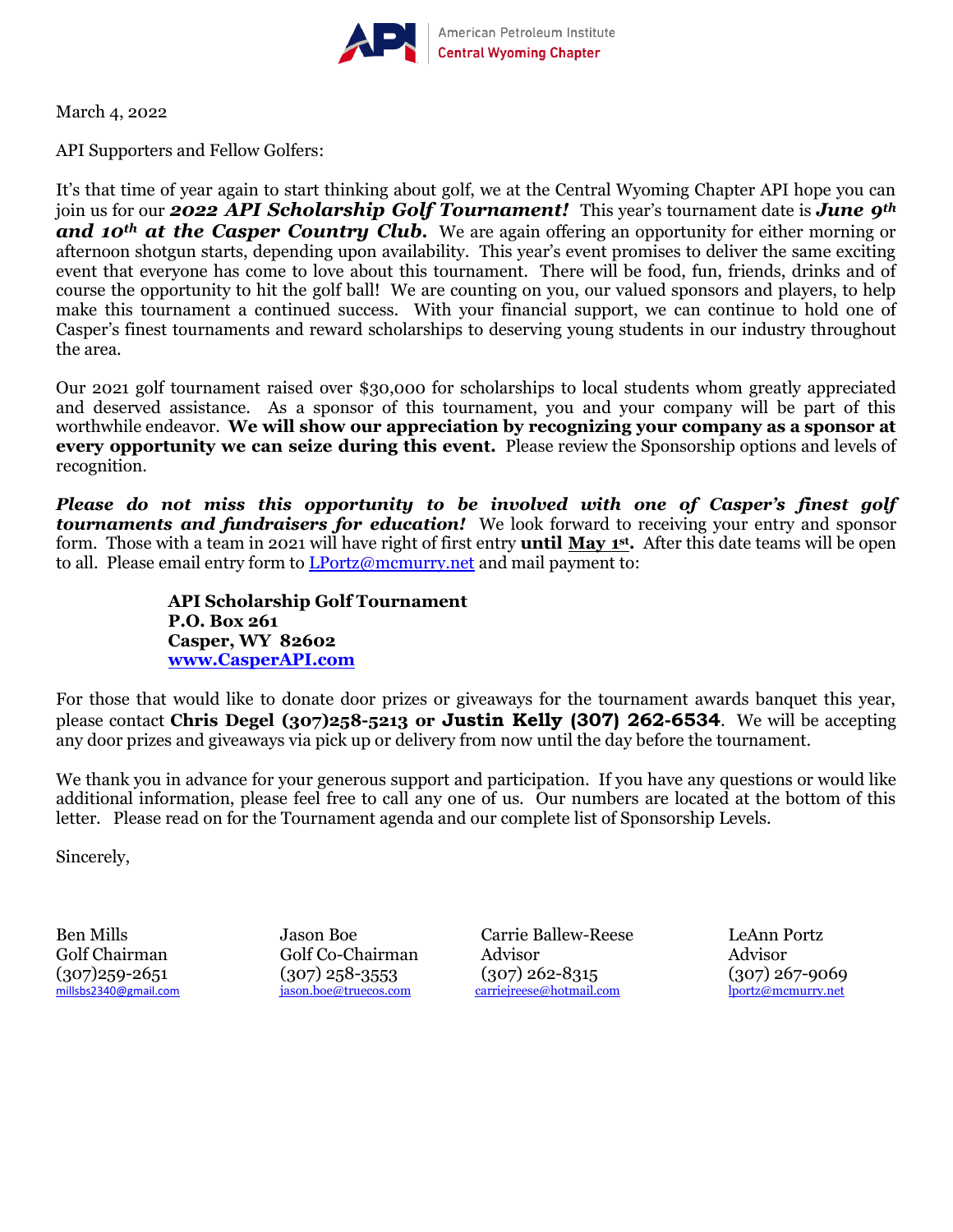American Petroleum Institute
**Central Wyoming Chapter**

March 4, 2022

API Supporters and Fellow Golfers:

It's that time of year again to start thinking about golf, we at the Central Wyoming Chapter API hope you can join us for our ***2022 API Scholarship Golf Tournament!*** This year's tournament date is ***June 9th and 10th at the Casper Country Club.*** We are again offering an opportunity for either morning or afternoon shotgun starts, depending upon availability. This year's event promises to deliver the same exciting event that everyone has come to love about this tournament. There will be food, fun, friends, drinks and of course the opportunity to hit the golf ball! We are counting on you, our valued sponsors and players, to help make this tournament a continued success. With your financial support, we can continue to hold one of Casper's finest tournaments and reward scholarships to deserving young students in our industry throughout the area.

Our 2021 golf tournament raised over $30,000 for scholarships to local students whom greatly appreciated and deserved assistance. As a sponsor of this tournament, you and your company will be part of this worthwhile endeavor. **We will show our appreciation by recognizing your company as a sponsor at every opportunity we can seize during this event.** Please review the Sponsorship options and levels of recognition.

***Please do not miss this opportunity to be involved with one of Casper's finest golf tournaments and fundraisers for education!*** We look forward to receiving your entry and sponsor form. Those with a team in 2021 will have right of first entry **until May 1st.** After this date teams will be open to all. Please email entry form to LPortz@mcmurry.net and mail payment to:

**API Scholarship Golf Tournament**
**P.O. Box 261**
**Casper, WY 82602**
**www.CasperAPI.com**

For those that would like to donate door prizes or giveaways for the tournament awards banquet this year, please contact **Chris Degel (307)258-5213 or Justin Kelly (307) 262-6534**. We will be accepting any door prizes and giveaways via pick up or delivery from now until the day before the tournament.

We thank you in advance for your generous support and participation. If you have any questions or would like additional information, please feel free to call any one of us. Our numbers are located at the bottom of this letter. Please read on for the Tournament agenda and our complete list of Sponsorship Levels.

Sincerely,

Ben Mills
Golf Chairman
(307)259-2651
millsbs2340@gmail.com

Jason Boe
Golf Co-Chairman
(307) 258-3553
jason.boe@truecos.com

Carrie Ballew-Reese
Advisor
(307) 262-8315
carriejreese@hotmail.com

LeAnn Portz
Advisor
(307) 267-9069
lportz@mcmurry.net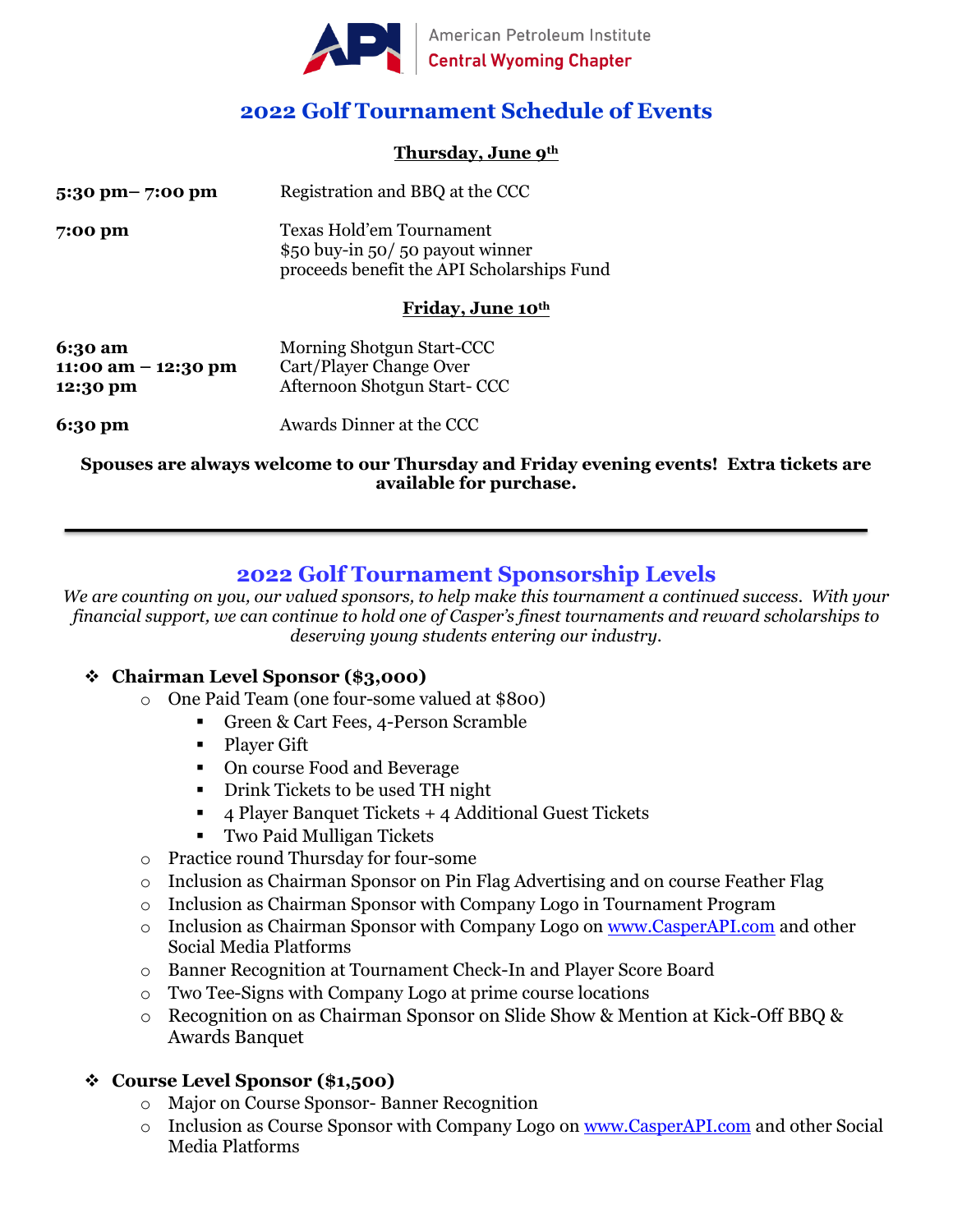American Petroleum Institute
Central Wyoming Chapter

## 2022 Golf Tournament Schedule of Events

**Thursday, June 9th**

| | |
|---|---|
| **5:30 pm– 7:00 pm** | Registration and BBQ at the CCC |
| **7:00 pm** | Texas Hold'em Tournament<br>$50 buy-in 50/ 50 payout winner<br>proceeds benefit the API Scholarships Fund |

**Friday, June 10th**

| | |
|---|---|
| **6:30 am** | Morning Shotgun Start-CCC |
| **11:00 am – 12:30 pm** | Cart/Player Change Over |
| **12:30 pm** | Afternoon Shotgun Start- CCC |
| **6:30 pm** | Awards Dinner at the CCC |

**Spouses are always welcome to our Thursday and Friday evening events! Extra tickets are available for purchase.**

---

## 2022 Golf Tournament Sponsorship Levels

*We are counting on you, our valued sponsors, to help make this tournament a continued success. With your financial support, we can continue to hold one of Casper's finest tournaments and reward scholarships to deserving young students entering our industry.*

- **Chairman Level Sponsor ($3,000)**
  - One Paid Team (one four-some valued at $800)
    - Green & Cart Fees, 4-Person Scramble
    - Player Gift
    - On course Food and Beverage
    - Drink Tickets to be used TH night
    - 4 Player Banquet Tickets + 4 Additional Guest Tickets
    - Two Paid Mulligan Tickets
  - Practice round Thursday for four-some
  - Inclusion as Chairman Sponsor on Pin Flag Advertising and on course Feather Flag
  - Inclusion as Chairman Sponsor with Company Logo in Tournament Program
  - Inclusion as Chairman Sponsor with Company Logo on www.CasperAPI.com and other Social Media Platforms
  - Banner Recognition at Tournament Check-In and Player Score Board
  - Two Tee-Signs with Company Logo at prime course locations
  - Recognition on as Chairman Sponsor on Slide Show & Mention at Kick-Off BBQ & Awards Banquet

- **Course Level Sponsor ($1,500)**
  - Major on Course Sponsor- Banner Recognition
  - Inclusion as Course Sponsor with Company Logo on www.CasperAPI.com and other Social Media Platforms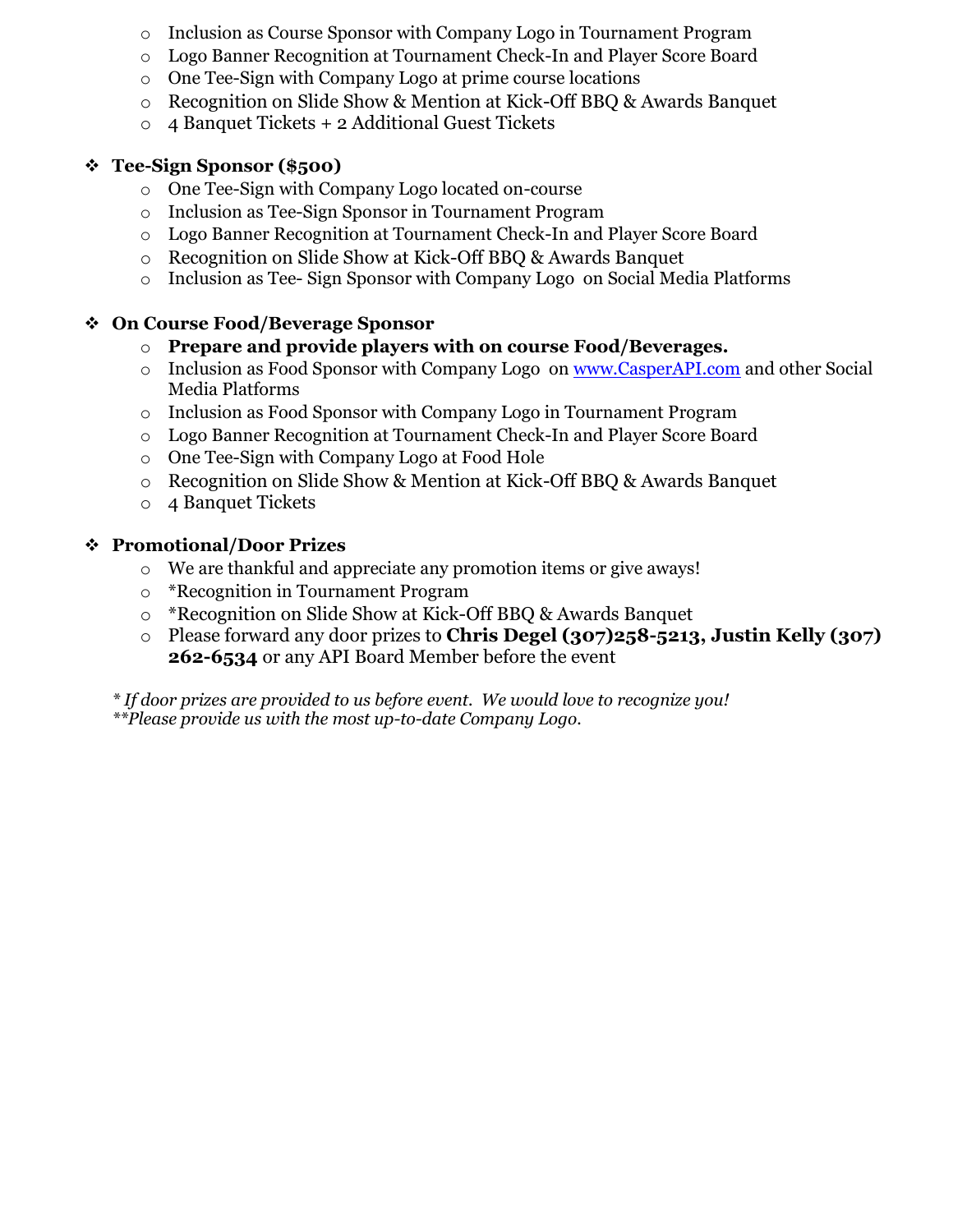- Inclusion as Course Sponsor with Company Logo in Tournament Program
- Logo Banner Recognition at Tournament Check-In and Player Score Board
- One Tee-Sign with Company Logo at prime course locations
- Recognition on Slide Show & Mention at Kick-Off BBQ & Awards Banquet
- 4 Banquet Tickets + 2 Additional Guest Tickets

**Tee-Sign Sponsor ($500)**

- One Tee-Sign with Company Logo located on-course
- Inclusion as Tee-Sign Sponsor in Tournament Program
- Logo Banner Recognition at Tournament Check-In and Player Score Board
- Recognition on Slide Show at Kick-Off BBQ & Awards Banquet
- Inclusion as Tee- Sign Sponsor with Company Logo on Social Media Platforms

**On Course Food/Beverage Sponsor**

- **Prepare and provide players with on course Food/Beverages.**
- Inclusion as Food Sponsor with Company Logo on www.CasperAPI.com and other Social Media Platforms
- Inclusion as Food Sponsor with Company Logo in Tournament Program
- Logo Banner Recognition at Tournament Check-In and Player Score Board
- One Tee-Sign with Company Logo at Food Hole
- Recognition on Slide Show & Mention at Kick-Off BBQ & Awards Banquet
- 4 Banquet Tickets

**Promotional/Door Prizes**

- We are thankful and appreciate any promotion items or give aways!
- *Recognition in Tournament Program
- *Recognition on Slide Show at Kick-Off BBQ & Awards Banquet
- Please forward any door prizes to **Chris Degel (307)258-5213, Justin Kelly (307) 262-6534** or any API Board Member before the event

*\* If door prizes are provided to us before event. We would love to recognize you!*
*\*\*Please provide us with the most up-to-date Company Logo.*